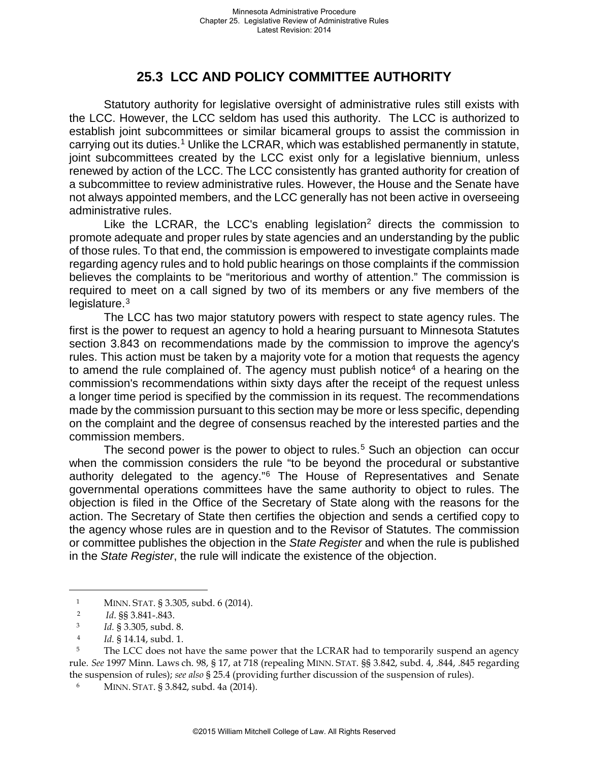## 25.3 LCC AND POLICY COMMITTEE AUTHORITY

Statutory authority for legislative oversight of administrative rules still exists with the LCC. However, the LCC seldom has used this authority. The LCC is authorized to establish joint subcommittees or similar bicameral groups to assist the commission in carrying out its duties.[1] Unlike the LCRAR, which was established permanently in statute, joint subcommittees created by the LCC exist only for a legislative biennium, unless renewed by action of the LCC. The LCC consistently has granted authority for creation of a subcommittee to review administrative rules. However, the House and the Senate have not always appointed members, and the LCC generally has not been active in overseeing administrative rules.

Like the LCRAR, the LCC's enabling legislation[2] directs the commission to promote adequate and proper rules by state agencies and an understanding by the public of those rules. To that end, the commission is empowered to investigate complaints made regarding agency rules and to hold public hearings on those complaints if the commission believes the complaints to be "meritorious and worthy of attention." The commission is required to meet on a call signed by two of its members or any five members of the legislature.[3]

The LCC has two major statutory powers with respect to state agency rules. The first is the power to request an agency to hold a hearing pursuant to Minnesota Statutes section 3.843 on recommendations made by the commission to improve the agency's rules. This action must be taken by a majority vote for a motion that requests the agency to amend the rule complained of. The agency must publish notice[4] of a hearing on the commission's recommendations within sixty days after the receipt of the request unless a longer time period is specified by the commission in its request. The recommendations made by the commission pursuant to this section may be more or less specific, depending on the complaint and the degree of consensus reached by the interested parties and the commission members.

The second power is the power to object to rules.[5] Such an objection can occur when the commission considers the rule "to be beyond the procedural or substantive authority delegated to the agency."[6] The House of Representatives and Senate governmental operations committees have the same authority to object to rules. The objection is filed in the Office of the Secretary of State along with the reasons for the action. The Secretary of State then certifies the objection and sends a certified copy to the agency whose rules are in question and to the Revisor of Statutes. The commission or committee publishes the objection in the *State Register* and when the rule is published in the *State Register*, the rule will indicate the existence of the objection.

---

1. MINN. STAT. § 3.305, subd. 6 (2014).
2. *Id*. §§ 3.841-.843.
3. *Id.* § 3.305, subd. 8.
4. *Id.* § 14.14, subd. 1.
5. The LCC does not have the same power that the LCRAR had to temporarily suspend an agency rule. *See* 1997 Minn. Laws ch. 98, § 17, at 718 (repealing MINN. STAT. §§ 3.842, subd. 4, .844, .845 regarding the suspension of rules); *see also* § 25.4 (providing further discussion of the suspension of rules).
6. MINN. STAT. § 3.842, subd. 4a (2014).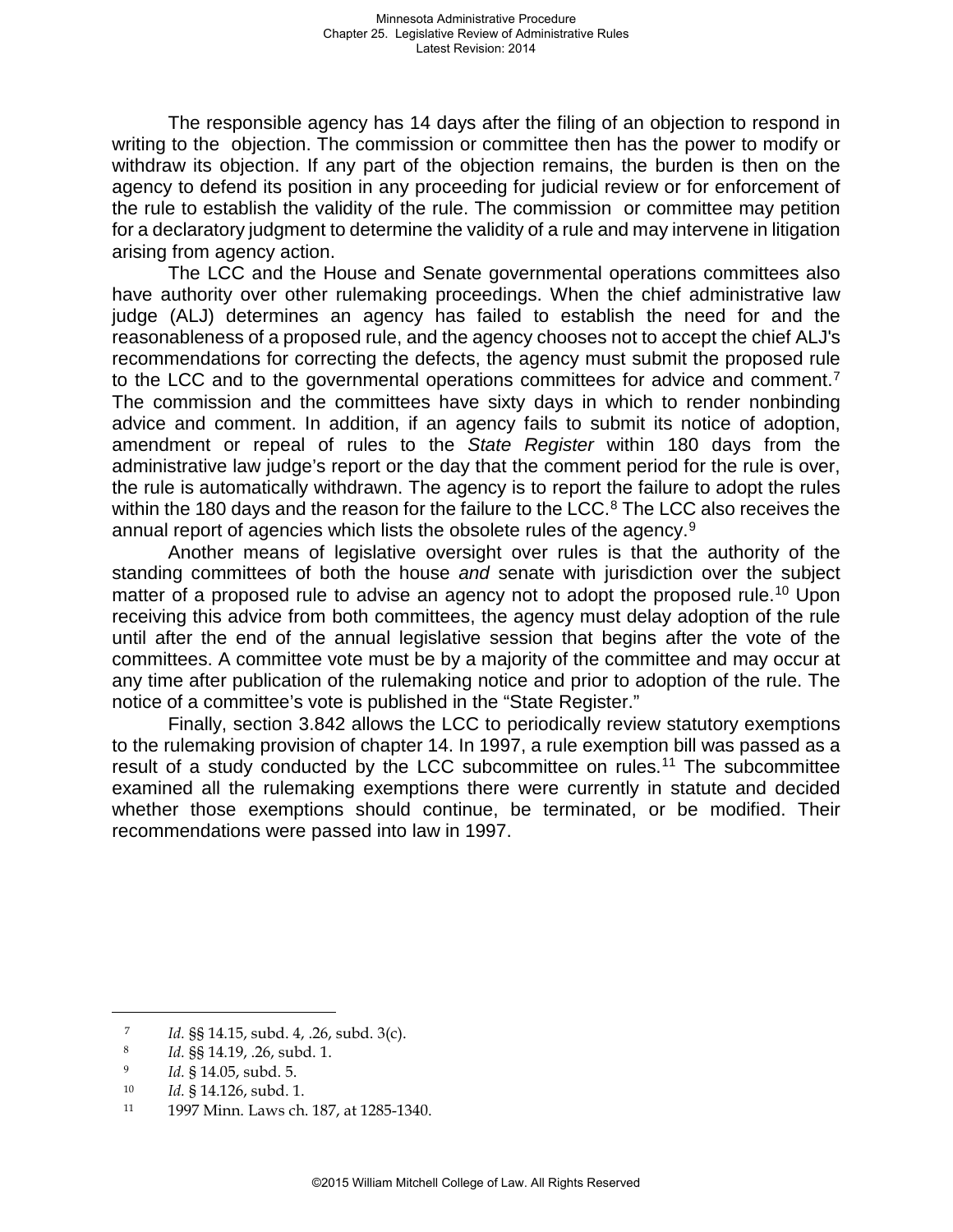The responsible agency has 14 days after the filing of an objection to respond in writing to the objection. The commission or committee then has the power to modify or withdraw its objection. If any part of the objection remains, the burden is then on the agency to defend its position in any proceeding for judicial review or for enforcement of the rule to establish the validity of the rule. The commission or committee may petition for a declaratory judgment to determine the validity of a rule and may intervene in litigation arising from agency action.

The LCC and the House and Senate governmental operations committees also have authority over other rulemaking proceedings. When the chief administrative law judge (ALJ) determines an agency has failed to establish the need for and the reasonableness of a proposed rule, and the agency chooses not to accept the chief ALJ's recommendations for correcting the defects, the agency must submit the proposed rule to the LCC and to the governmental operations committees for advice and comment.[7] The commission and the committees have sixty days in which to render nonbinding advice and comment. In addition, if an agency fails to submit its notice of adoption, amendment or repeal of rules to the *State Register* within 180 days from the administrative law judge's report or the day that the comment period for the rule is over, the rule is automatically withdrawn. The agency is to report the failure to adopt the rules within the 180 days and the reason for the failure to the LCC.[8] The LCC also receives the annual report of agencies which lists the obsolete rules of the agency.[9]

Another means of legislative oversight over rules is that the authority of the standing committees of both the house *and* senate with jurisdiction over the subject matter of a proposed rule to advise an agency not to adopt the proposed rule.[10] Upon receiving this advice from both committees, the agency must delay adoption of the rule until after the end of the annual legislative session that begins after the vote of the committees. A committee vote must be by a majority of the committee and may occur at any time after publication of the rulemaking notice and prior to adoption of the rule. The notice of a committee's vote is published in the "State Register."

Finally, section 3.842 allows the LCC to periodically review statutory exemptions to the rulemaking provision of chapter 14. In 1997, a rule exemption bill was passed as a result of a study conducted by the LCC subcommittee on rules.[11] The subcommittee examined all the rulemaking exemptions there were currently in statute and decided whether those exemptions should continue, be terminated, or be modified. Their recommendations were passed into law in 1997.

---

[7] *Id.* §§ 14.15, subd. 4, .26, subd. 3(c).

[8] *Id.* §§ 14.19, .26, subd. 1.

[9] *Id.* § 14.05, subd. 5.

[10] *Id.* § 14.126, subd. 1.

[11] 1997 Minn. Laws ch. 187, at 1285-1340.